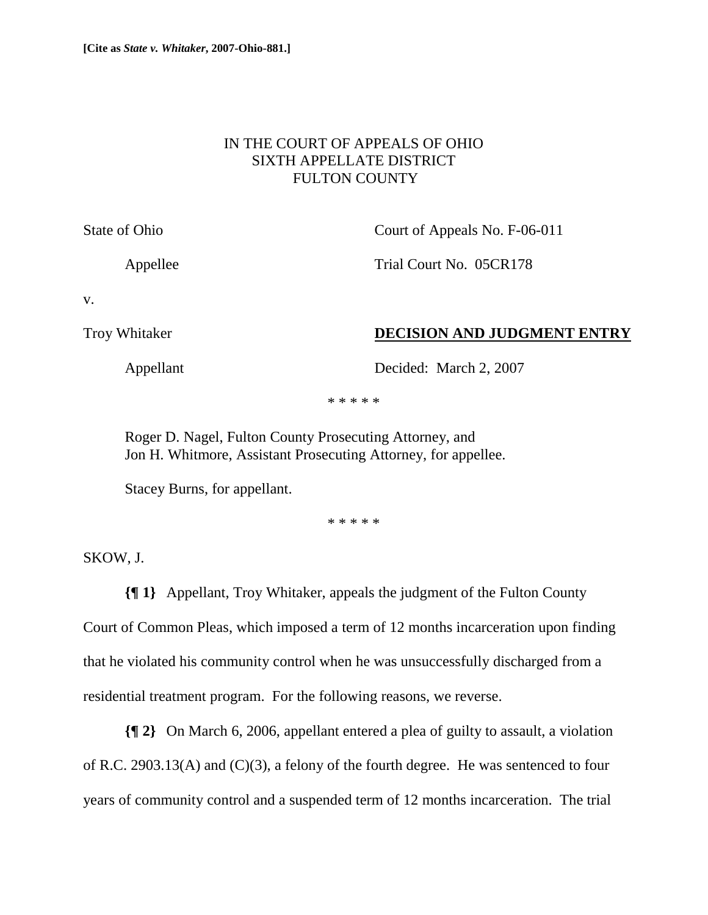**[Cite as *State v. Whitaker*, 2007-Ohio-881.]**

IN THE COURT OF APPEALS OF OHIO
SIXTH APPELLATE DISTRICT
FULTON COUNTY

State of Ohio

Appellee

v.

Troy Whitaker

Appellant

Court of Appeals No. F-06-011

Trial Court No. 05CR178

**DECISION AND JUDGMENT ENTRY**

Decided: March 2, 2007

\* \* \* \* \*

Roger D. Nagel, Fulton County Prosecuting Attorney, and
Jon H. Whitmore, Assistant Prosecuting Attorney, for appellee.

Stacey Burns, for appellant.

\* \* \* \* \*

SKOW, J.

**{¶ 1}** Appellant, Troy Whitaker, appeals the judgment of the Fulton County Court of Common Pleas, which imposed a term of 12 months incarceration upon finding that he violated his community control when he was unsuccessfully discharged from a residential treatment program. For the following reasons, we reverse.

**{¶ 2}** On March 6, 2006, appellant entered a plea of guilty to assault, a violation of R.C. 2903.13(A) and (C)(3), a felony of the fourth degree. He was sentenced to four years of community control and a suspended term of 12 months incarceration. The trial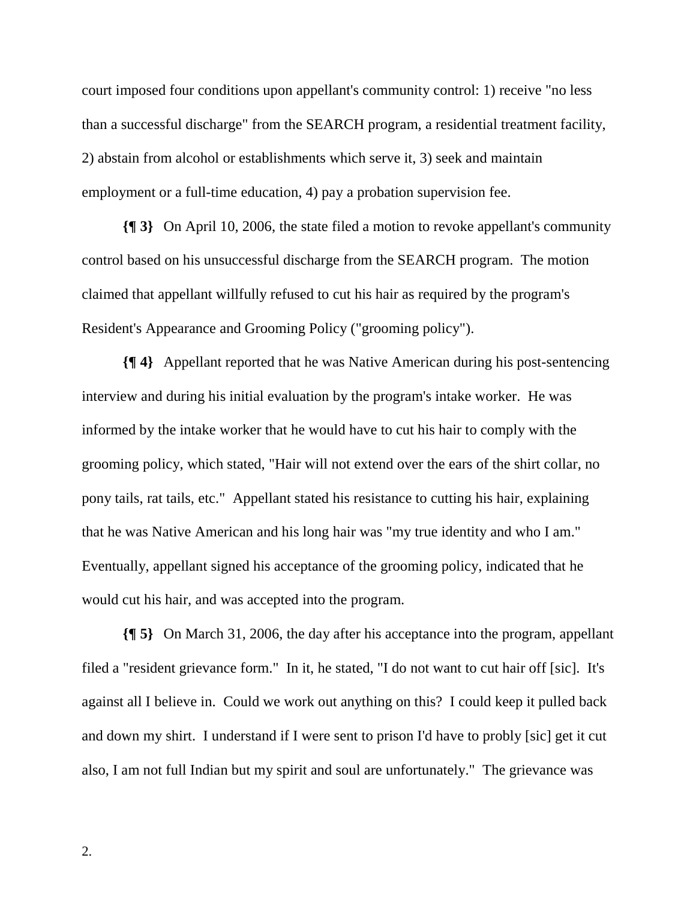court imposed four conditions upon appellant's community control: 1) receive "no less than a successful discharge" from the SEARCH program, a residential treatment facility, 2) abstain from alcohol or establishments which serve it, 3) seek and maintain employment or a full-time education, 4) pay a probation supervision fee.

**{¶ 3}** On April 10, 2006, the state filed a motion to revoke appellant's community control based on his unsuccessful discharge from the SEARCH program. The motion claimed that appellant willfully refused to cut his hair as required by the program's Resident's Appearance and Grooming Policy ("grooming policy").

**{¶ 4}** Appellant reported that he was Native American during his post-sentencing interview and during his initial evaluation by the program's intake worker. He was informed by the intake worker that he would have to cut his hair to comply with the grooming policy, which stated, "Hair will not extend over the ears of the shirt collar, no pony tails, rat tails, etc." Appellant stated his resistance to cutting his hair, explaining that he was Native American and his long hair was "my true identity and who I am." Eventually, appellant signed his acceptance of the grooming policy, indicated that he would cut his hair, and was accepted into the program.

**{¶ 5}** On March 31, 2006, the day after his acceptance into the program, appellant filed a "resident grievance form." In it, he stated, "I do not want to cut hair off [sic]. It's against all I believe in. Could we work out anything on this? I could keep it pulled back and down my shirt. I understand if I were sent to prison I'd have to probly [sic] get it cut also, I am not full Indian but my spirit and soul are unfortunately." The grievance was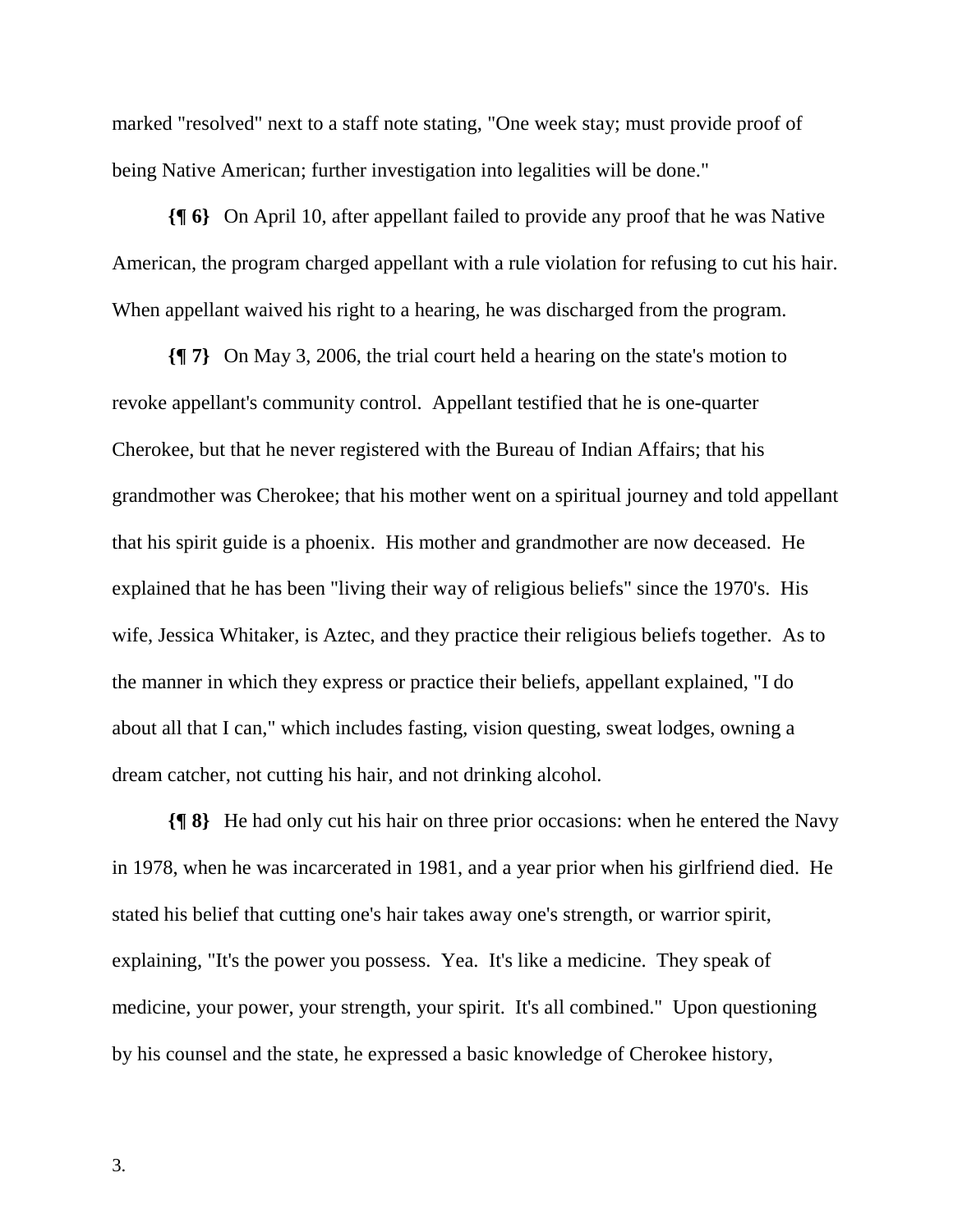marked "resolved" next to a staff note stating, "One week stay; must provide proof of being Native American; further investigation into legalities will be done."

**{¶ 6}** On April 10, after appellant failed to provide any proof that he was Native American, the program charged appellant with a rule violation for refusing to cut his hair. When appellant waived his right to a hearing, he was discharged from the program.

**{¶ 7}** On May 3, 2006, the trial court held a hearing on the state's motion to revoke appellant's community control. Appellant testified that he is one-quarter Cherokee, but that he never registered with the Bureau of Indian Affairs; that his grandmother was Cherokee; that his mother went on a spiritual journey and told appellant that his spirit guide is a phoenix. His mother and grandmother are now deceased. He explained that he has been "living their way of religious beliefs" since the 1970's. His wife, Jessica Whitaker, is Aztec, and they practice their religious beliefs together. As to the manner in which they express or practice their beliefs, appellant explained, "I do about all that I can," which includes fasting, vision questing, sweat lodges, owning a dream catcher, not cutting his hair, and not drinking alcohol.

**{¶ 8}** He had only cut his hair on three prior occasions: when he entered the Navy in 1978, when he was incarcerated in 1981, and a year prior when his girlfriend died. He stated his belief that cutting one's hair takes away one's strength, or warrior spirit, explaining, "It's the power you possess. Yea. It's like a medicine. They speak of medicine, your power, your strength, your spirit. It's all combined." Upon questioning by his counsel and the state, he expressed a basic knowledge of Cherokee history,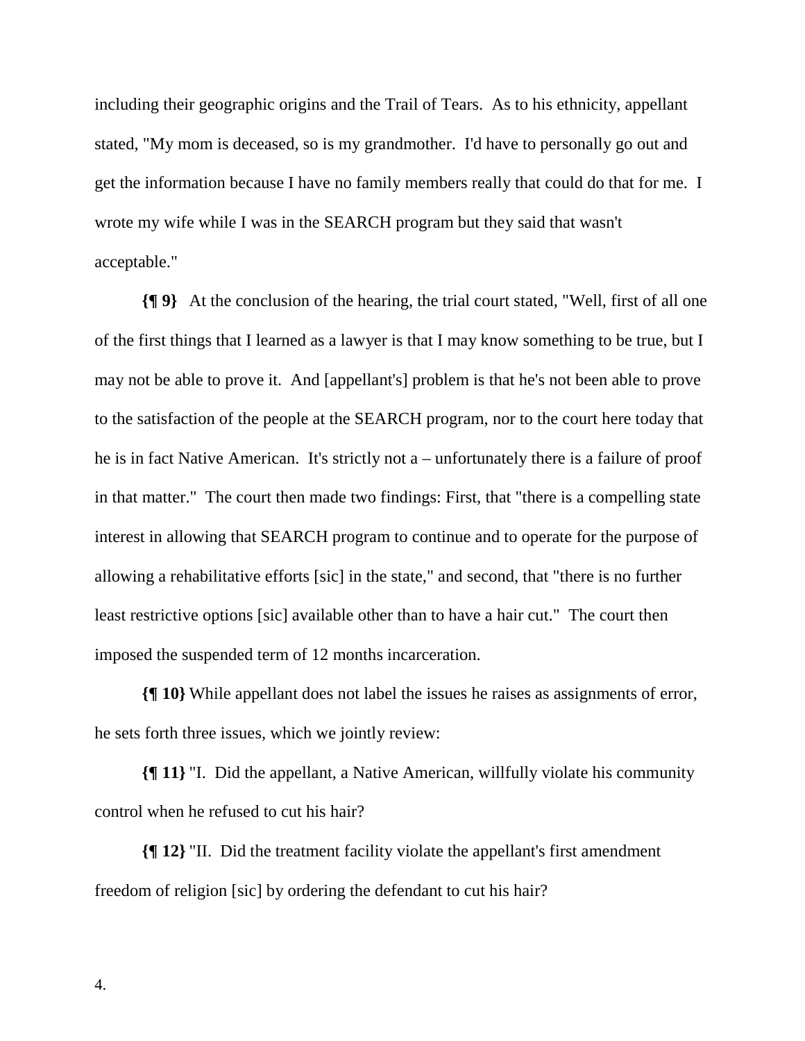including their geographic origins and the Trail of Tears. As to his ethnicity, appellant stated, "My mom is deceased, so is my grandmother. I'd have to personally go out and get the information because I have no family members really that could do that for me. I wrote my wife while I was in the SEARCH program but they said that wasn't acceptable."

**{¶ 9}** At the conclusion of the hearing, the trial court stated, "Well, first of all one of the first things that I learned as a lawyer is that I may know something to be true, but I may not be able to prove it. And [appellant's] problem is that he's not been able to prove to the satisfaction of the people at the SEARCH program, nor to the court here today that he is in fact Native American. It's strictly not a – unfortunately there is a failure of proof in that matter." The court then made two findings: First, that "there is a compelling state interest in allowing that SEARCH program to continue and to operate for the purpose of allowing a rehabilitative efforts [sic] in the state," and second, that "there is no further least restrictive options [sic] available other than to have a hair cut." The court then imposed the suspended term of 12 months incarceration.

**{¶ 10}** While appellant does not label the issues he raises as assignments of error, he sets forth three issues, which we jointly review:

**{¶ 11}** "I. Did the appellant, a Native American, willfully violate his community control when he refused to cut his hair?

**{¶ 12}** "II. Did the treatment facility violate the appellant's first amendment freedom of religion [sic] by ordering the defendant to cut his hair?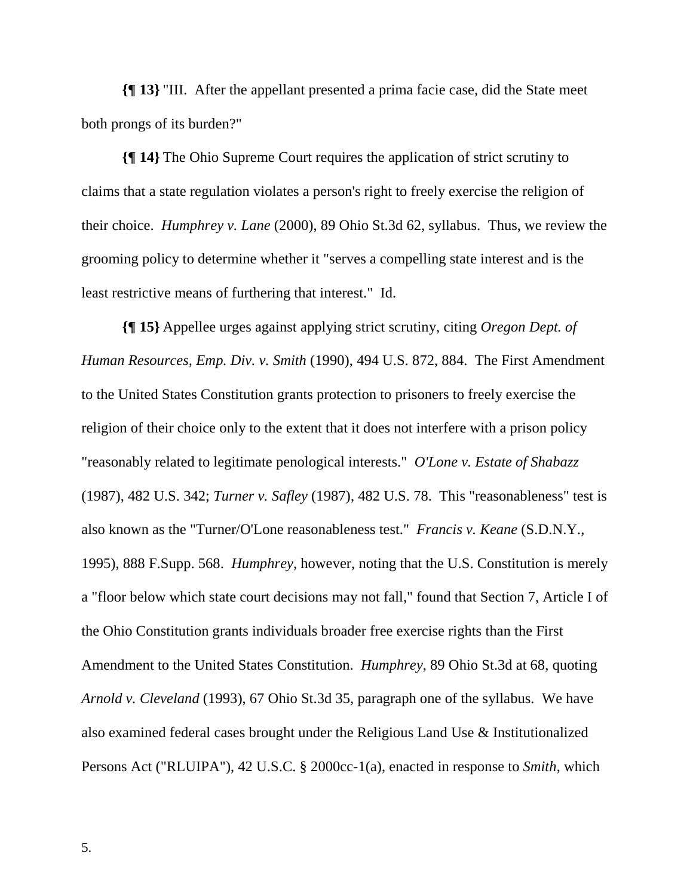**{¶ 13}** "III. After the appellant presented a prima facie case, did the State meet both prongs of its burden?"

**{¶ 14}** The Ohio Supreme Court requires the application of strict scrutiny to claims that a state regulation violates a person's right to freely exercise the religion of their choice. *Humphrey v. Lane* (2000), 89 Ohio St.3d 62, syllabus. Thus, we review the grooming policy to determine whether it "serves a compelling state interest and is the least restrictive means of furthering that interest." Id.

**{¶ 15}** Appellee urges against applying strict scrutiny, citing *Oregon Dept. of Human Resources, Emp. Div. v. Smith* (1990), 494 U.S. 872, 884. The First Amendment to the United States Constitution grants protection to prisoners to freely exercise the religion of their choice only to the extent that it does not interfere with a prison policy "reasonably related to legitimate penological interests." *O'Lone v. Estate of Shabazz* (1987), 482 U.S. 342; *Turner v. Safley* (1987), 482 U.S. 78. This "reasonableness" test is also known as the "Turner/O'Lone reasonableness test." *Francis v. Keane* (S.D.N.Y., 1995), 888 F.Supp. 568. *Humphrey*, however, noting that the U.S. Constitution is merely a "floor below which state court decisions may not fall," found that Section 7, Article I of the Ohio Constitution grants individuals broader free exercise rights than the First Amendment to the United States Constitution. *Humphrey*, 89 Ohio St.3d at 68, quoting *Arnold v. Cleveland* (1993), 67 Ohio St.3d 35, paragraph one of the syllabus. We have also examined federal cases brought under the Religious Land Use & Institutionalized Persons Act ("RLUIPA"), 42 U.S.C. § 2000cc-1(a), enacted in response to *Smith*, which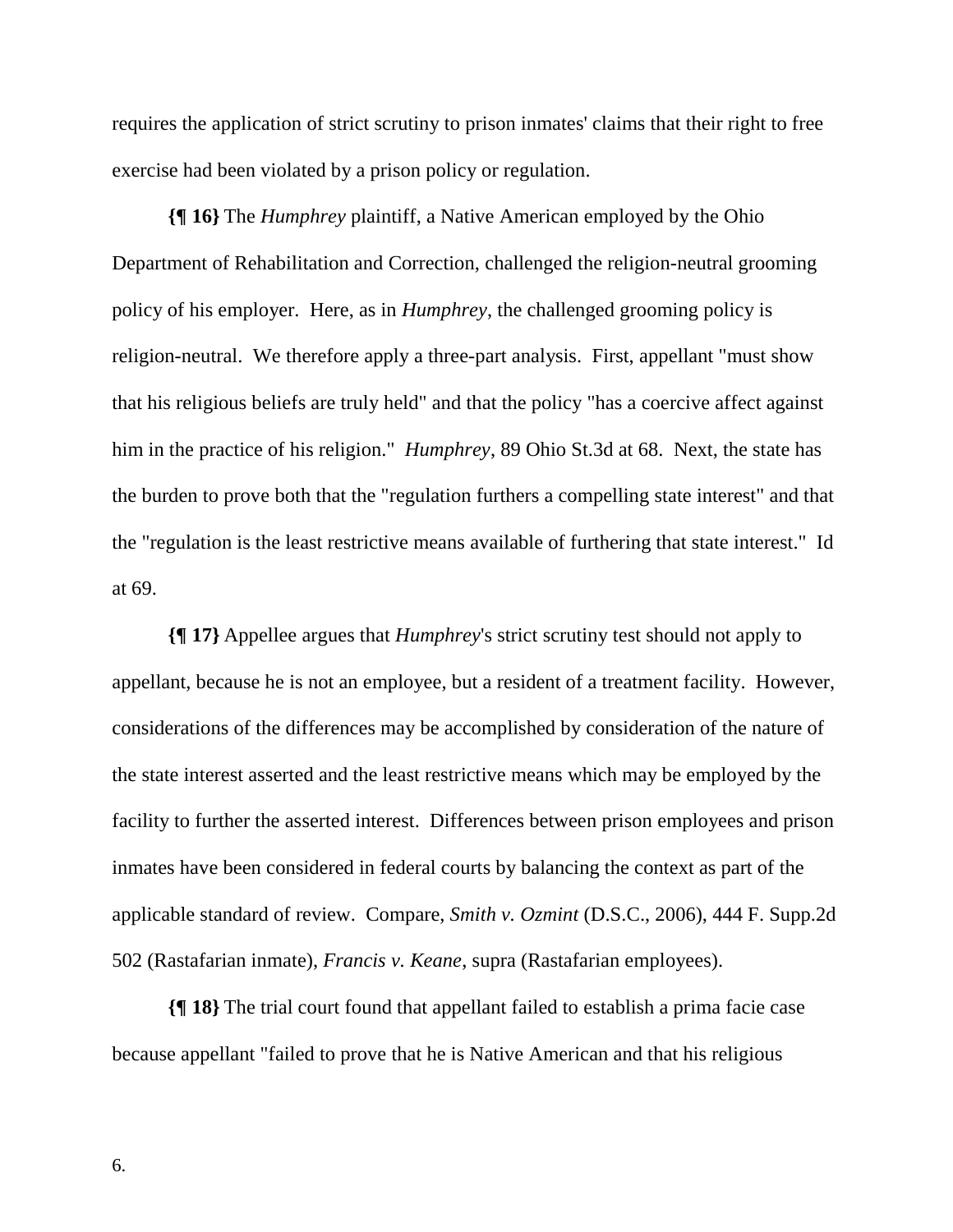requires the application of strict scrutiny to prison inmates' claims that their right to free exercise had been violated by a prison policy or regulation.

**{¶ 16}** The *Humphrey* plaintiff, a Native American employed by the Ohio Department of Rehabilitation and Correction, challenged the religion-neutral grooming policy of his employer. Here, as in *Humphrey*, the challenged grooming policy is religion-neutral. We therefore apply a three-part analysis. First, appellant "must show that his religious beliefs are truly held" and that the policy "has a coercive affect against him in the practice of his religion." *Humphrey*, 89 Ohio St.3d at 68. Next, the state has the burden to prove both that the "regulation furthers a compelling state interest" and that the "regulation is the least restrictive means available of furthering that state interest." Id at 69.

**{¶ 17}** Appellee argues that *Humphrey*'s strict scrutiny test should not apply to appellant, because he is not an employee, but a resident of a treatment facility. However, considerations of the differences may be accomplished by consideration of the nature of the state interest asserted and the least restrictive means which may be employed by the facility to further the asserted interest. Differences between prison employees and prison inmates have been considered in federal courts by balancing the context as part of the applicable standard of review. Compare, *Smith v. Ozmint* (D.S.C., 2006), 444 F. Supp.2d 502 (Rastafarian inmate), *Francis v. Keane*, supra (Rastafarian employees).

**{¶ 18}** The trial court found that appellant failed to establish a prima facie case because appellant "failed to prove that he is Native American and that his religious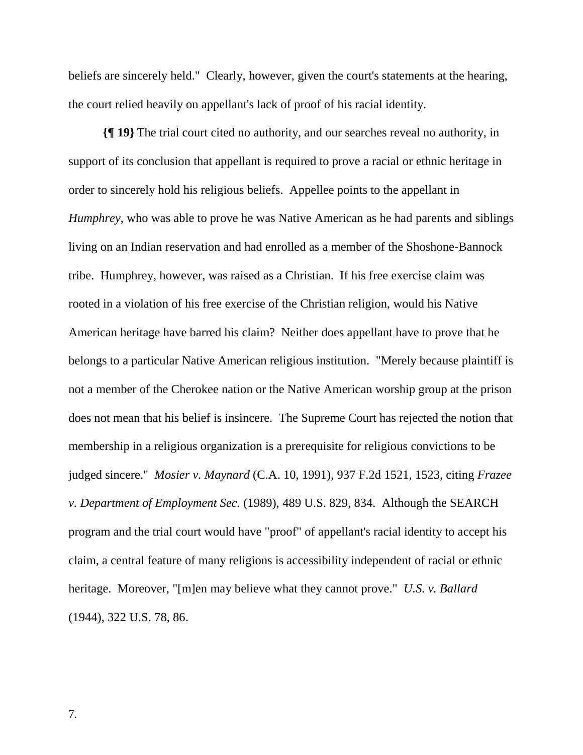beliefs are sincerely held." Clearly, however, given the court's statements at the hearing, the court relied heavily on appellant's lack of proof of his racial identity.

**{¶ 19}** The trial court cited no authority, and our searches reveal no authority, in support of its conclusion that appellant is required to prove a racial or ethnic heritage in order to sincerely hold his religious beliefs. Appellee points to the appellant in *Humphrey*, who was able to prove he was Native American as he had parents and siblings living on an Indian reservation and had enrolled as a member of the Shoshone-Bannock tribe. Humphrey, however, was raised as a Christian. If his free exercise claim was rooted in a violation of his free exercise of the Christian religion, would his Native American heritage have barred his claim? Neither does appellant have to prove that he belongs to a particular Native American religious institution. "Merely because plaintiff is not a member of the Cherokee nation or the Native American worship group at the prison does not mean that his belief is insincere. The Supreme Court has rejected the notion that membership in a religious organization is a prerequisite for religious convictions to be judged sincere." *Mosier v. Maynard* (C.A. 10, 1991), 937 F.2d 1521, 1523, citing *Frazee v. Department of Employment Sec.* (1989), 489 U.S. 829, 834. Although the SEARCH program and the trial court would have "proof" of appellant's racial identity to accept his claim, a central feature of many religions is accessibility independent of racial or ethnic heritage. Moreover, "[m]en may believe what they cannot prove." *U.S. v. Ballard* (1944), 322 U.S. 78, 86.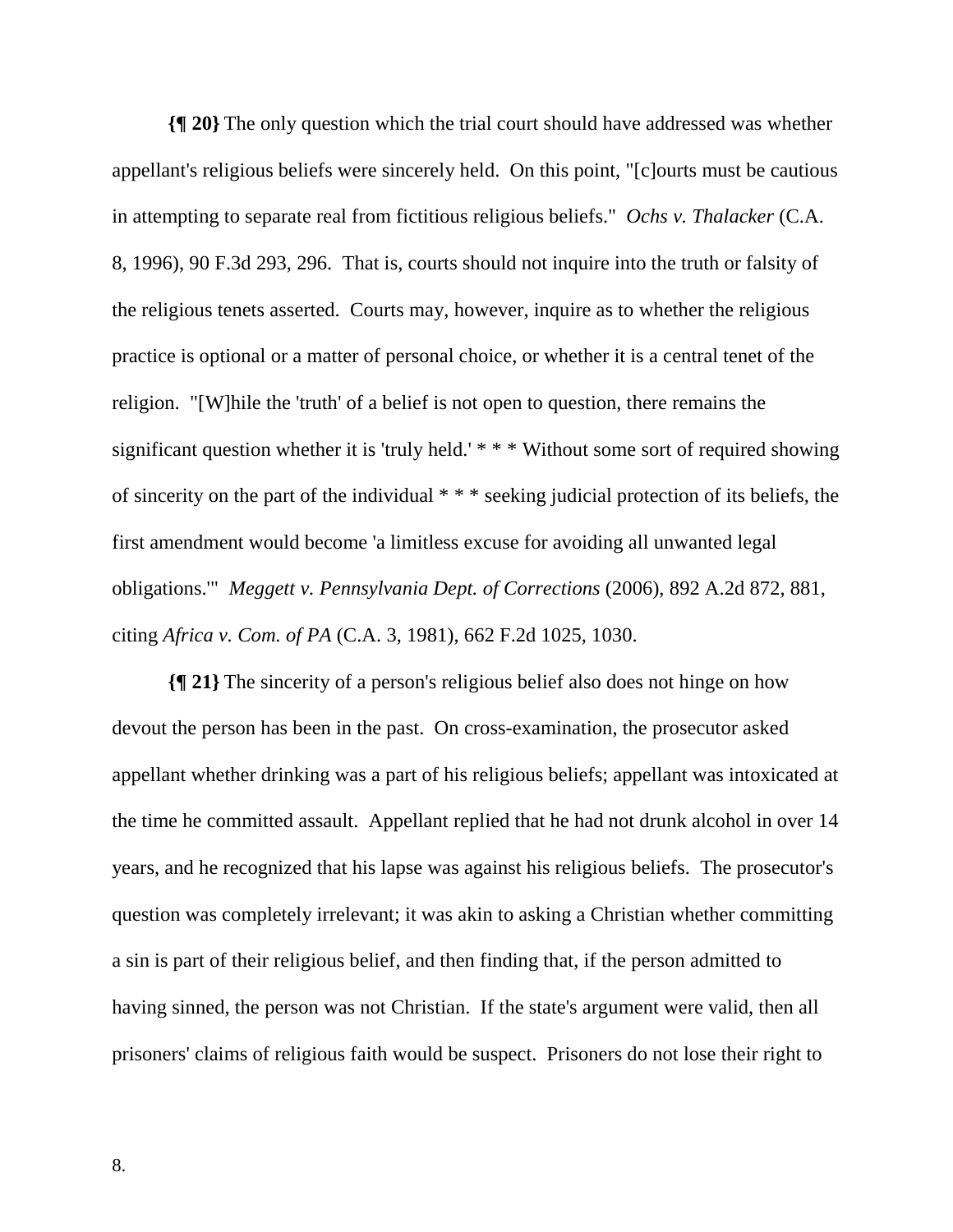**{¶ 20}** The only question which the trial court should have addressed was whether appellant's religious beliefs were sincerely held. On this point, "[c]ourts must be cautious in attempting to separate real from fictitious religious beliefs." *Ochs v. Thalacker* (C.A. 8, 1996), 90 F.3d 293, 296. That is, courts should not inquire into the truth or falsity of the religious tenets asserted. Courts may, however, inquire as to whether the religious practice is optional or a matter of personal choice, or whether it is a central tenet of the religion. "[W]hile the 'truth' of a belief is not open to question, there remains the significant question whether it is 'truly held.' * * * Without some sort of required showing of sincerity on the part of the individual * * * seeking judicial protection of its beliefs, the first amendment would become 'a limitless excuse for avoiding all unwanted legal obligations.'" *Meggett v. Pennsylvania Dept. of Corrections* (2006), 892 A.2d 872, 881, citing *Africa v. Com. of PA* (C.A. 3, 1981), 662 F.2d 1025, 1030.

**{¶ 21}** The sincerity of a person's religious belief also does not hinge on how devout the person has been in the past. On cross-examination, the prosecutor asked appellant whether drinking was a part of his religious beliefs; appellant was intoxicated at the time he committed assault. Appellant replied that he had not drunk alcohol in over 14 years, and he recognized that his lapse was against his religious beliefs. The prosecutor's question was completely irrelevant; it was akin to asking a Christian whether committing a sin is part of their religious belief, and then finding that, if the person admitted to having sinned, the person was not Christian. If the state's argument were valid, then all prisoners' claims of religious faith would be suspect. Prisoners do not lose their right to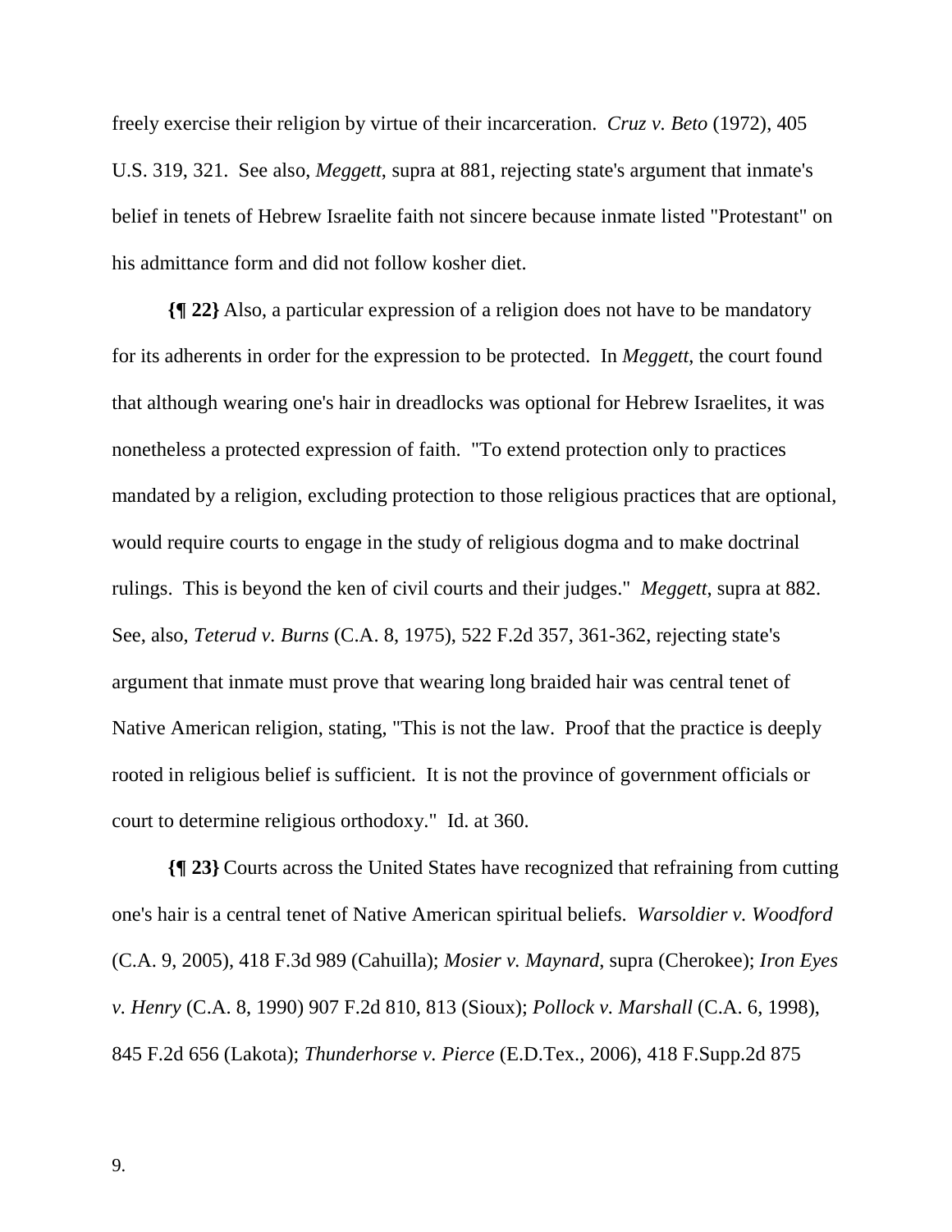freely exercise their religion by virtue of their incarceration. *Cruz v. Beto* (1972), 405 U.S. 319, 321. See also, *Meggett*, supra at 881, rejecting state's argument that inmate's belief in tenets of Hebrew Israelite faith not sincere because inmate listed "Protestant" on his admittance form and did not follow kosher diet.

**{¶ 22}** Also, a particular expression of a religion does not have to be mandatory for its adherents in order for the expression to be protected. In *Meggett*, the court found that although wearing one's hair in dreadlocks was optional for Hebrew Israelites, it was nonetheless a protected expression of faith. "To extend protection only to practices mandated by a religion, excluding protection to those religious practices that are optional, would require courts to engage in the study of religious dogma and to make doctrinal rulings. This is beyond the ken of civil courts and their judges." *Meggett*, supra at 882. See, also, *Teterud v. Burns* (C.A. 8, 1975), 522 F.2d 357, 361-362, rejecting state's argument that inmate must prove that wearing long braided hair was central tenet of Native American religion, stating, "This is not the law. Proof that the practice is deeply rooted in religious belief is sufficient. It is not the province of government officials or court to determine religious orthodoxy." Id. at 360.

**{¶ 23}** Courts across the United States have recognized that refraining from cutting one's hair is a central tenet of Native American spiritual beliefs. *Warsoldier v. Woodford* (C.A. 9, 2005), 418 F.3d 989 (Cahuilla); *Mosier v. Maynard*, supra (Cherokee); *Iron Eyes v. Henry* (C.A. 8, 1990) 907 F.2d 810, 813 (Sioux); *Pollock v. Marshall* (C.A. 6, 1998), 845 F.2d 656 (Lakota); *Thunderhorse v. Pierce* (E.D.Tex., 2006), 418 F.Supp.2d 875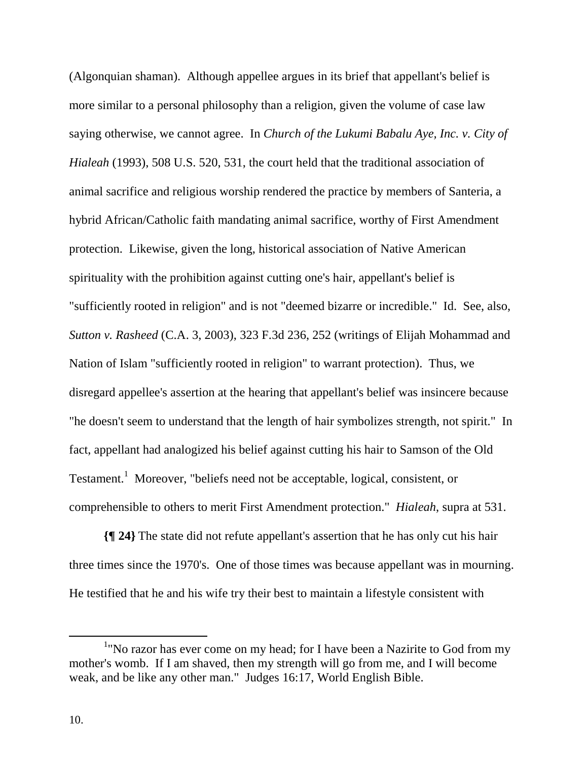(Algonquian shaman). Although appellee argues in its brief that appellant's belief is more similar to a personal philosophy than a religion, given the volume of case law saying otherwise, we cannot agree. In *Church of the Lukumi Babalu Aye, Inc. v. City of Hialeah* (1993), 508 U.S. 520, 531, the court held that the traditional association of animal sacrifice and religious worship rendered the practice by members of Santeria, a hybrid African/Catholic faith mandating animal sacrifice, worthy of First Amendment protection. Likewise, given the long, historical association of Native American spirituality with the prohibition against cutting one's hair, appellant's belief is "sufficiently rooted in religion" and is not "deemed bizarre or incredible." Id. See, also, *Sutton v. Rasheed* (C.A. 3, 2003), 323 F.3d 236, 252 (writings of Elijah Mohammad and Nation of Islam "sufficiently rooted in religion" to warrant protection). Thus, we disregard appellee's assertion at the hearing that appellant's belief was insincere because "he doesn't seem to understand that the length of hair symbolizes strength, not spirit." In fact, appellant had analogized his belief against cutting his hair to Samson of the Old Testament.[1] Moreover, "beliefs need not be acceptable, logical, consistent, or comprehensible to others to merit First Amendment protection." *Hialeah*, supra at 531.

**{¶ 24}** The state did not refute appellant's assertion that he has only cut his hair three times since the 1970's. One of those times was because appellant was in mourning. He testified that he and his wife try their best to maintain a lifestyle consistent with

[1]"No razor has ever come on my head; for I have been a Nazirite to God from my mother's womb. If I am shaved, then my strength will go from me, and I will become weak, and be like any other man." Judges 16:17, World English Bible.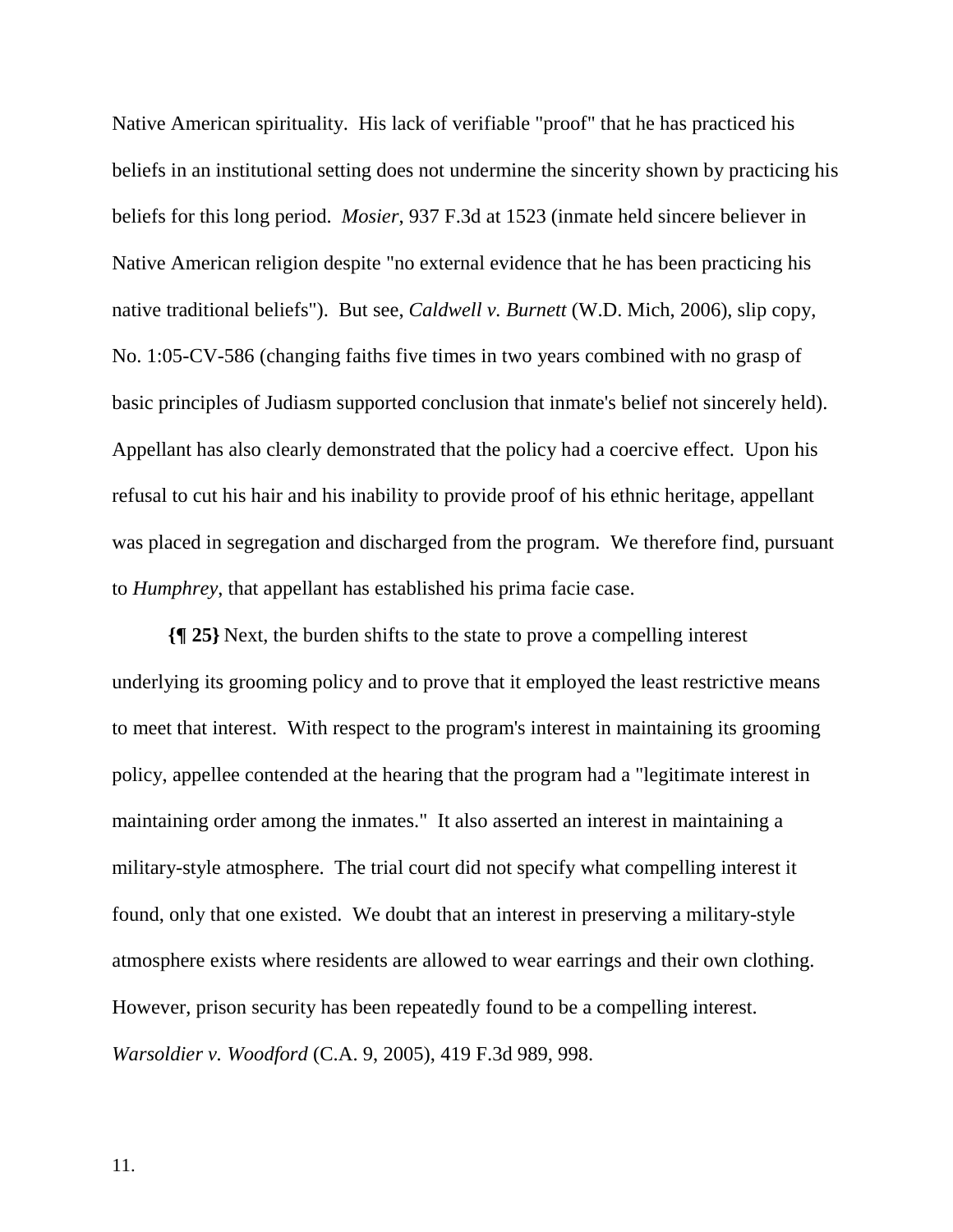Native American spirituality. His lack of verifiable "proof" that he has practiced his beliefs in an institutional setting does not undermine the sincerity shown by practicing his beliefs for this long period. *Mosier*, 937 F.3d at 1523 (inmate held sincere believer in Native American religion despite "no external evidence that he has been practicing his native traditional beliefs"). But see, *Caldwell v. Burnett* (W.D. Mich, 2006), slip copy, No. 1:05-CV-586 (changing faiths five times in two years combined with no grasp of basic principles of Judiasm supported conclusion that inmate's belief not sincerely held). Appellant has also clearly demonstrated that the policy had a coercive effect. Upon his refusal to cut his hair and his inability to provide proof of his ethnic heritage, appellant was placed in segregation and discharged from the program. We therefore find, pursuant to *Humphrey*, that appellant has established his prima facie case.

**{¶ 25}** Next, the burden shifts to the state to prove a compelling interest underlying its grooming policy and to prove that it employed the least restrictive means to meet that interest. With respect to the program's interest in maintaining its grooming policy, appellee contended at the hearing that the program had a "legitimate interest in maintaining order among the inmates." It also asserted an interest in maintaining a military-style atmosphere. The trial court did not specify what compelling interest it found, only that one existed. We doubt that an interest in preserving a military-style atmosphere exists where residents are allowed to wear earrings and their own clothing. However, prison security has been repeatedly found to be a compelling interest. *Warsoldier v. Woodford* (C.A. 9, 2005), 419 F.3d 989, 998.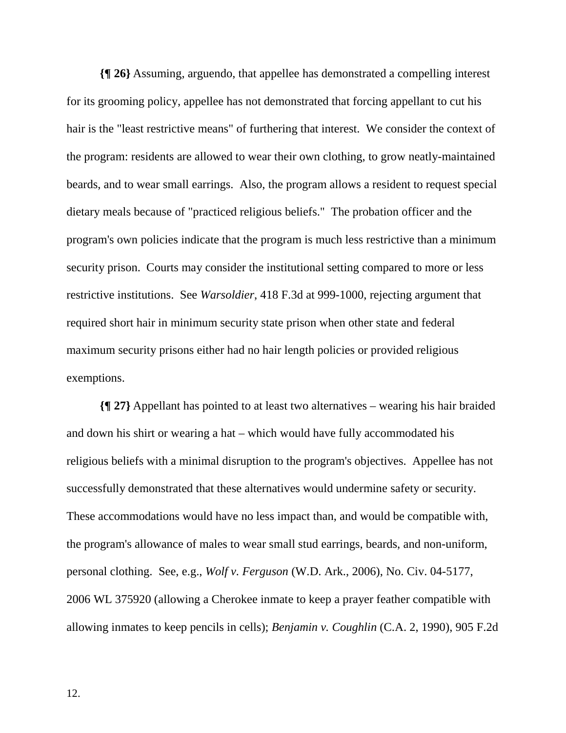**{¶ 26}** Assuming, arguendo, that appellee has demonstrated a compelling interest for its grooming policy, appellee has not demonstrated that forcing appellant to cut his hair is the "least restrictive means" of furthering that interest. We consider the context of the program: residents are allowed to wear their own clothing, to grow neatly-maintained beards, and to wear small earrings. Also, the program allows a resident to request special dietary meals because of "practiced religious beliefs." The probation officer and the program's own policies indicate that the program is much less restrictive than a minimum security prison. Courts may consider the institutional setting compared to more or less restrictive institutions. See *Warsoldier*, 418 F.3d at 999-1000, rejecting argument that required short hair in minimum security state prison when other state and federal maximum security prisons either had no hair length policies or provided religious exemptions.

**{¶ 27}** Appellant has pointed to at least two alternatives – wearing his hair braided and down his shirt or wearing a hat – which would have fully accommodated his religious beliefs with a minimal disruption to the program's objectives. Appellee has not successfully demonstrated that these alternatives would undermine safety or security. These accommodations would have no less impact than, and would be compatible with, the program's allowance of males to wear small stud earrings, beards, and non-uniform, personal clothing. See, e.g., *Wolf v. Ferguson* (W.D. Ark., 2006), No. Civ. 04-5177, 2006 WL 375920 (allowing a Cherokee inmate to keep a prayer feather compatible with allowing inmates to keep pencils in cells); *Benjamin v. Coughlin* (C.A. 2, 1990), 905 F.2d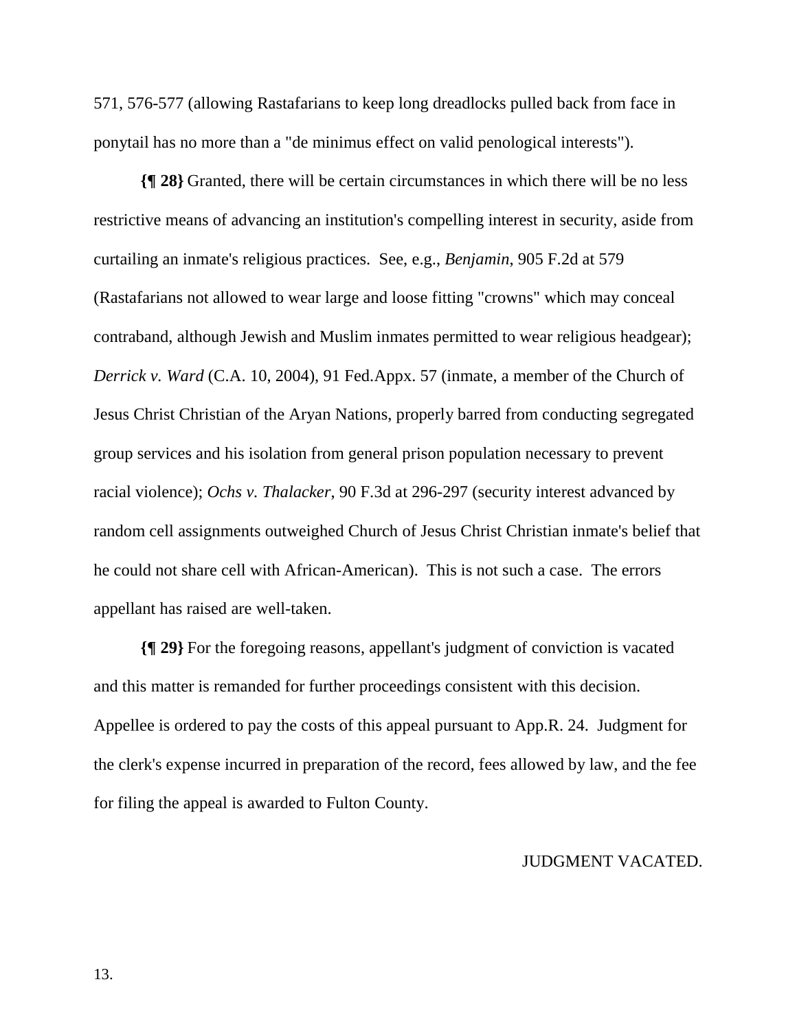571, 576-577 (allowing Rastafarians to keep long dreadlocks pulled back from face in ponytail has no more than a "de minimus effect on valid penological interests").

**{¶ 28}** Granted, there will be certain circumstances in which there will be no less restrictive means of advancing an institution's compelling interest in security, aside from curtailing an inmate's religious practices. See, e.g., *Benjamin*, 905 F.2d at 579 (Rastafarians not allowed to wear large and loose fitting "crowns" which may conceal contraband, although Jewish and Muslim inmates permitted to wear religious headgear); *Derrick v. Ward* (C.A. 10, 2004), 91 Fed.Appx. 57 (inmate, a member of the Church of Jesus Christ Christian of the Aryan Nations, properly barred from conducting segregated group services and his isolation from general prison population necessary to prevent racial violence); *Ochs v. Thalacker*, 90 F.3d at 296-297 (security interest advanced by random cell assignments outweighed Church of Jesus Christ Christian inmate's belief that he could not share cell with African-American). This is not such a case. The errors appellant has raised are well-taken.

**{¶ 29}** For the foregoing reasons, appellant's judgment of conviction is vacated and this matter is remanded for further proceedings consistent with this decision. Appellee is ordered to pay the costs of this appeal pursuant to App.R. 24. Judgment for the clerk's expense incurred in preparation of the record, fees allowed by law, and the fee for filing the appeal is awarded to Fulton County.

JUDGMENT VACATED.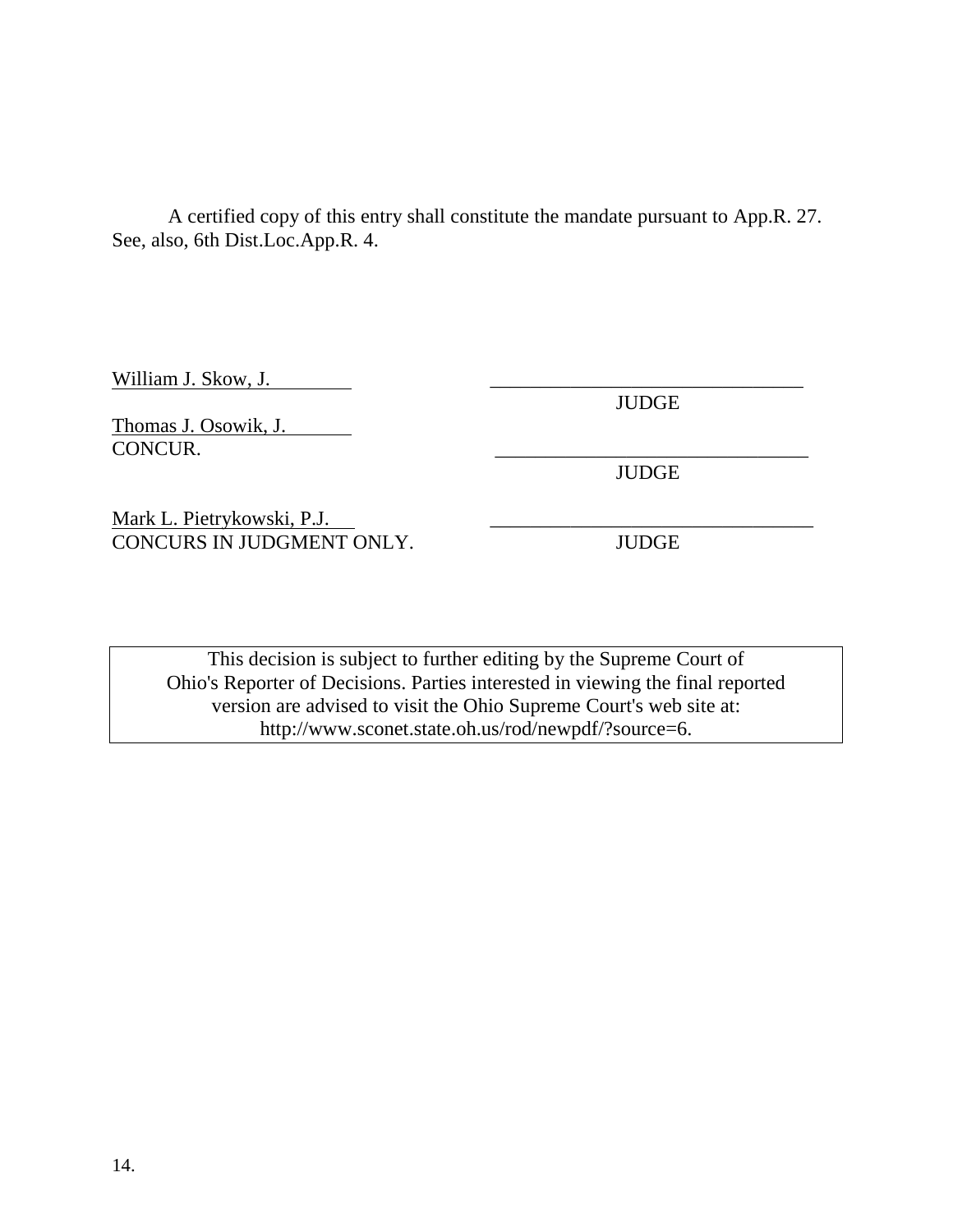A certified copy of this entry shall constitute the mandate pursuant to App.R. 27. See, also, 6th Dist.Loc.App.R. 4.

William J. Skow, J. _______________________________
JUDGE

Thomas J. Osowik, J.
CONCUR. _______________________________
JUDGE

Mark L. Pietrykowski, P.J. _______________________________
CONCURS IN JUDGMENT ONLY. JUDGE

This decision is subject to further editing by the Supreme Court of Ohio's Reporter of Decisions. Parties interested in viewing the final reported version are advised to visit the Ohio Supreme Court's web site at: http://www.sconet.state.oh.us/rod/newpdf/?source=6.